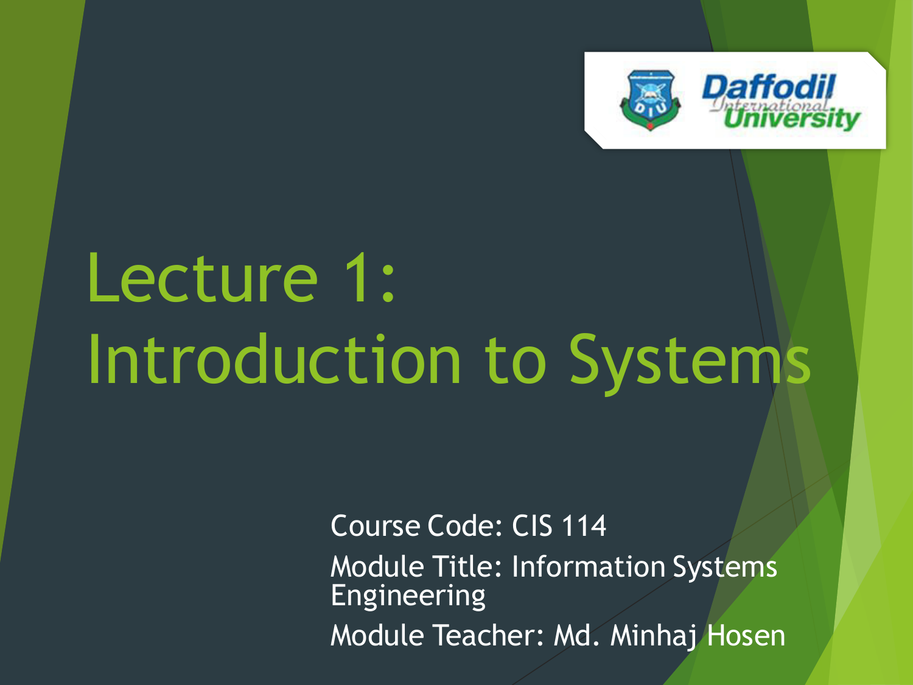# Lecture 1: Introduction to Systems

Course Code: CIS 114

Module Title: Information Systems Engineering

Module Teacher: Md. Minhaj Hosen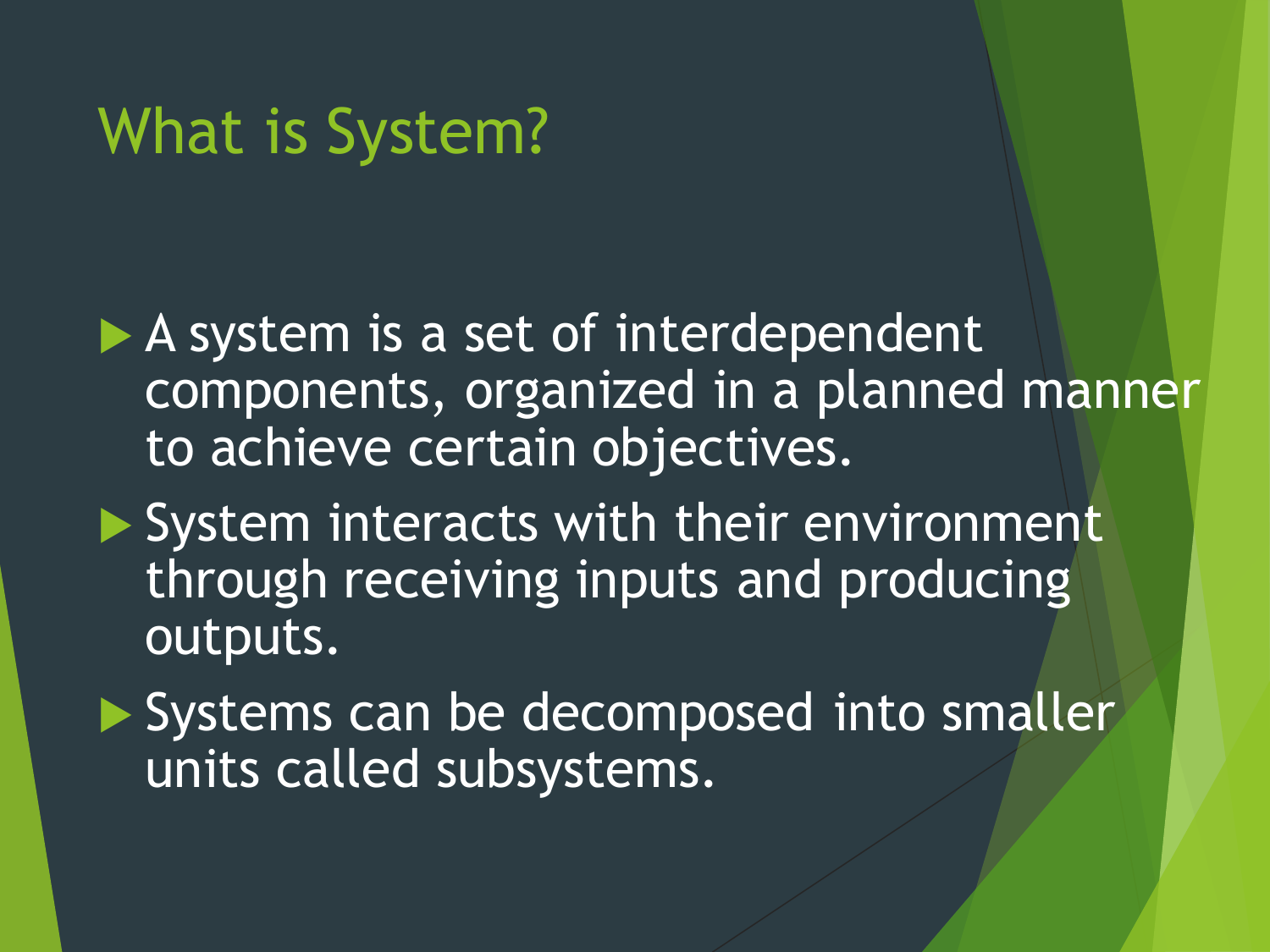# What is System?

- A system is a set of interdependent components, organized in a planned manner to achieve certain objectives.
- System interacts with their environment through receiving inputs and producing outputs.
- Systems can be decomposed into smaller units called subsystems.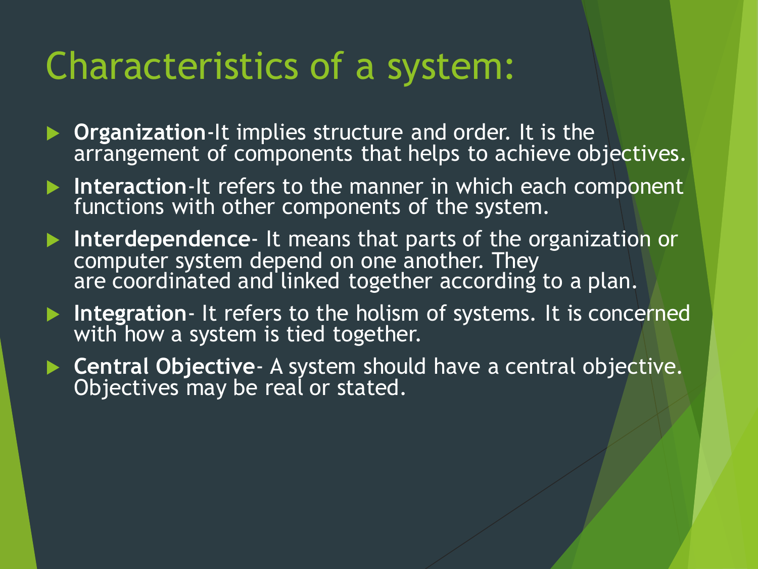# Characteristics of a system:

- **Organization**-It implies structure and order. It is the arrangement of components that helps to achieve objectives.
- **Interaction**-It refers to the manner in which each component functions with other components of the system.
- **Interdependence**- It means that parts of the organization or computer system depend on one another. They are coordinated and linked together according to a plan.
- **Integration**- It refers to the holism of systems. It is concerned with how a system is tied together.
- **Central Objective**- A system should have a central objective. Objectives may be real or stated.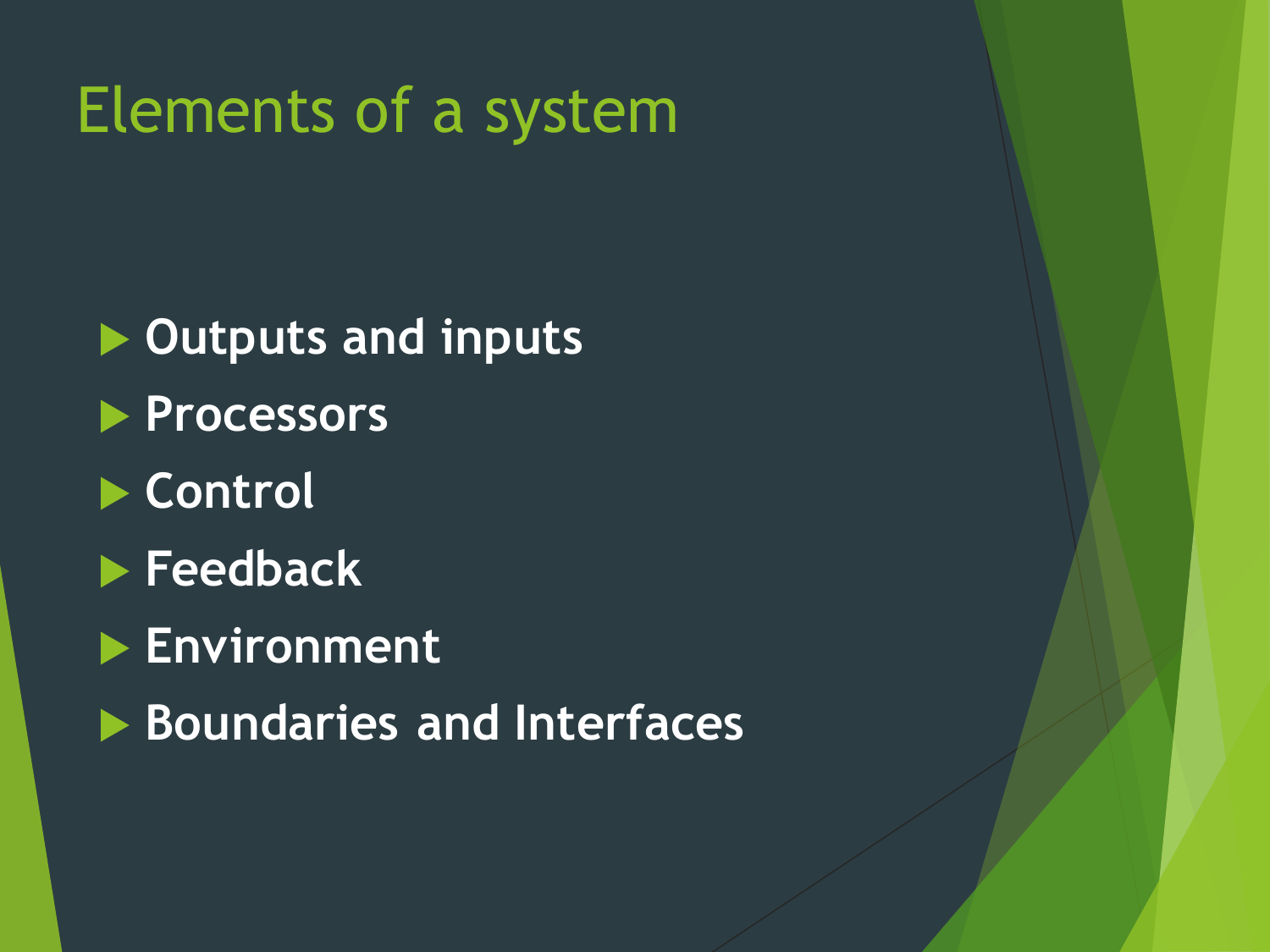# Elements of a system

- **Outputs and inputs**
- **Processors**
- **Control**
- **Feedback**
- **Environment**
- **Boundaries and Interfaces**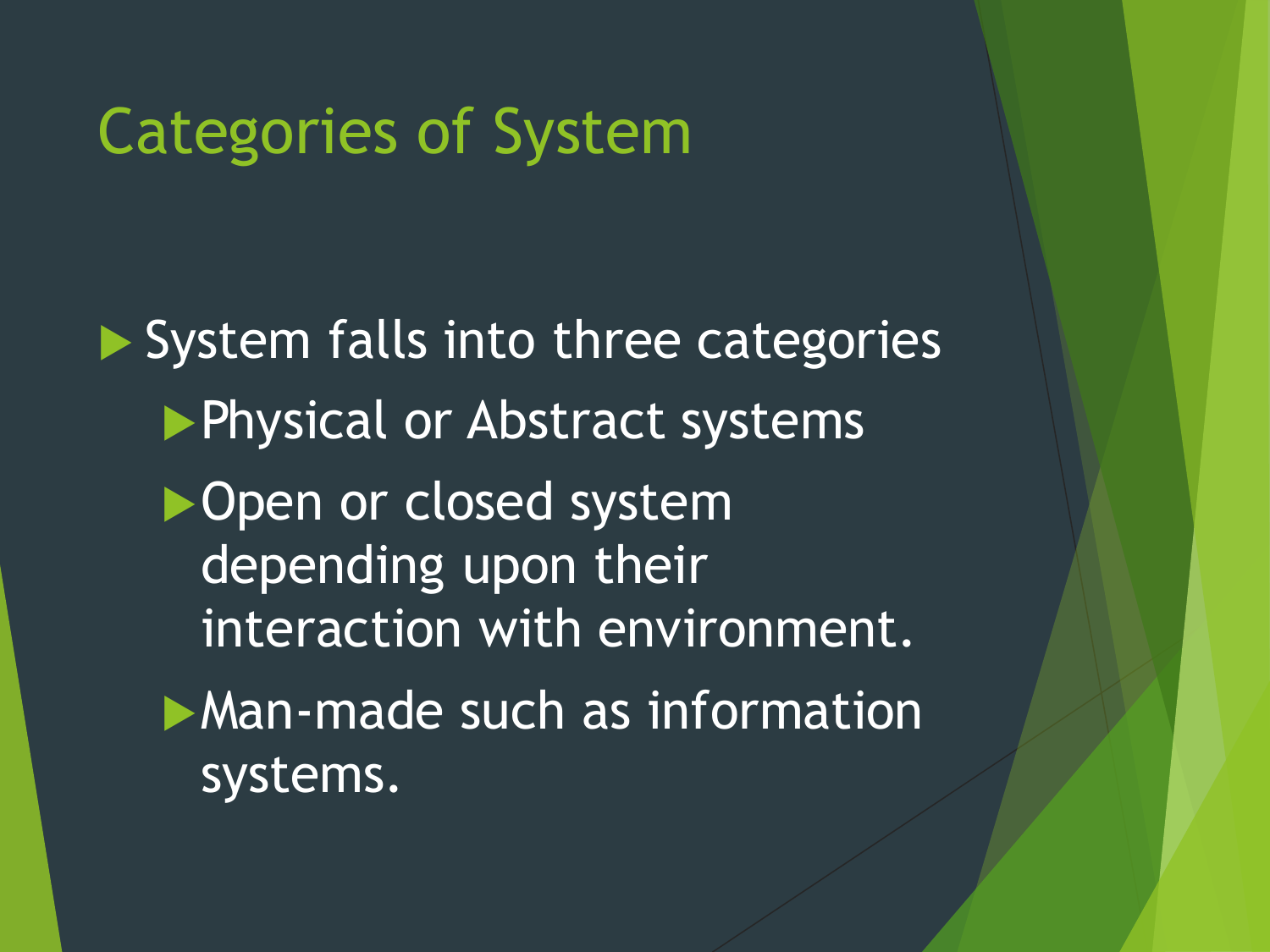# Categories of System

- System falls into three categories
  - Physical or Abstract systems
  - Open or closed system depending upon their interaction with environment.
  - Man-made such as information systems.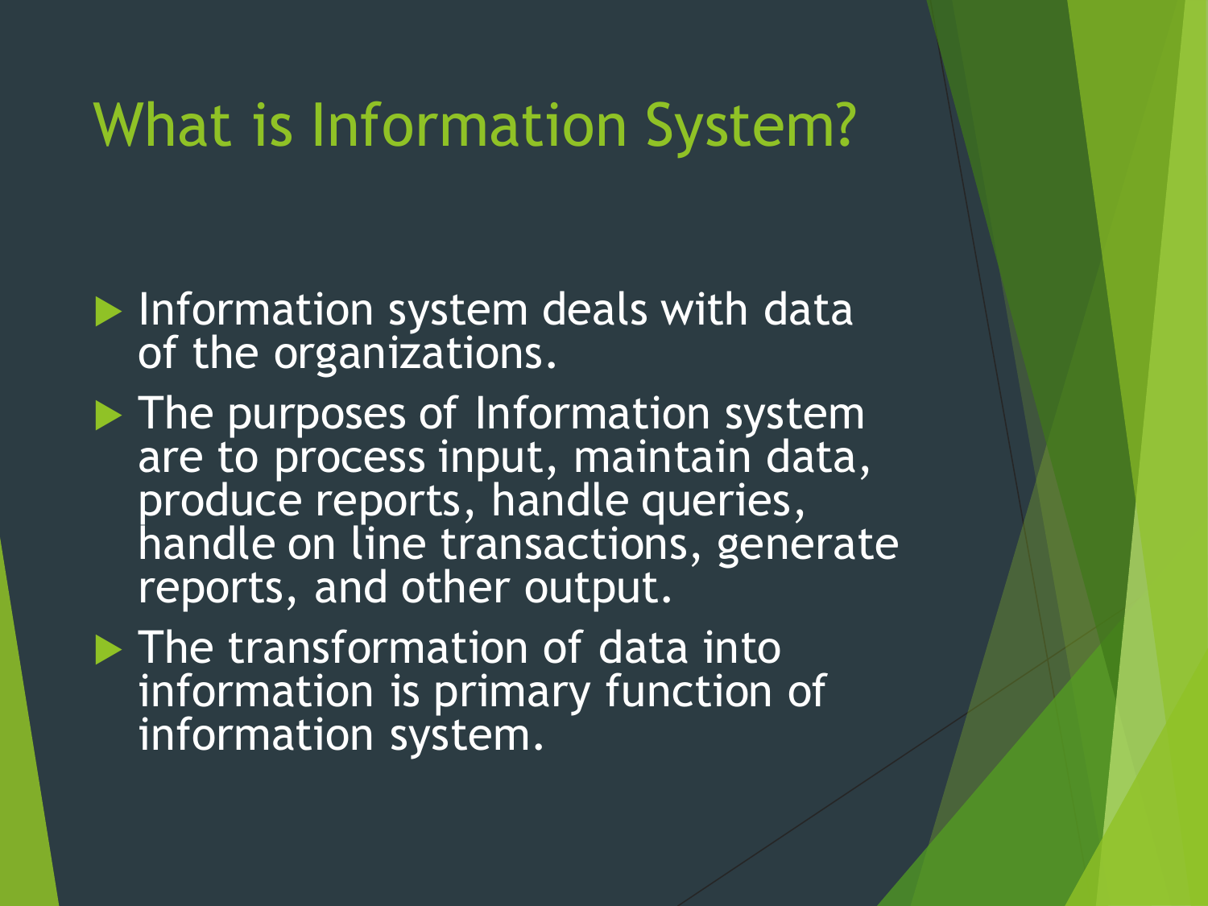# What is Information System?

- Information system deals with data of the organizations.
- The purposes of Information system are to process input, maintain data, produce reports, handle queries, handle on line transactions, generate reports, and other output.
- The transformation of data into information is primary function of information system.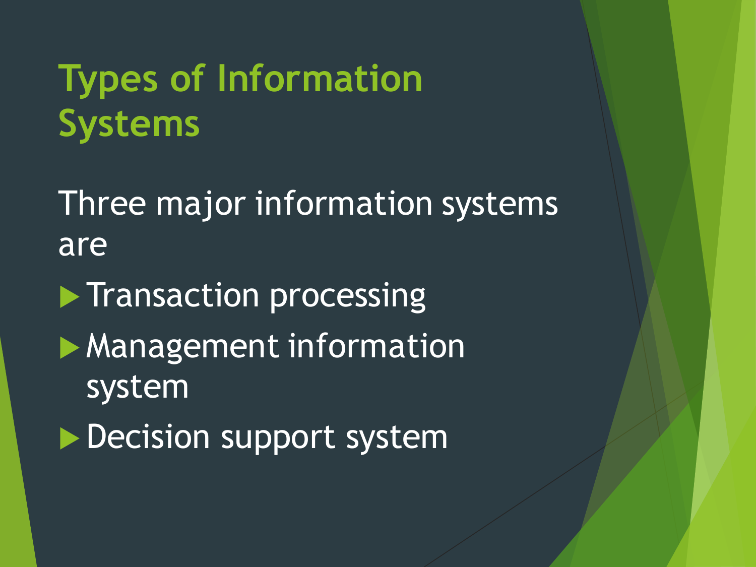# Types of Information Systems

Three major information systems are

- Transaction processing
- Management information system
- Decision support system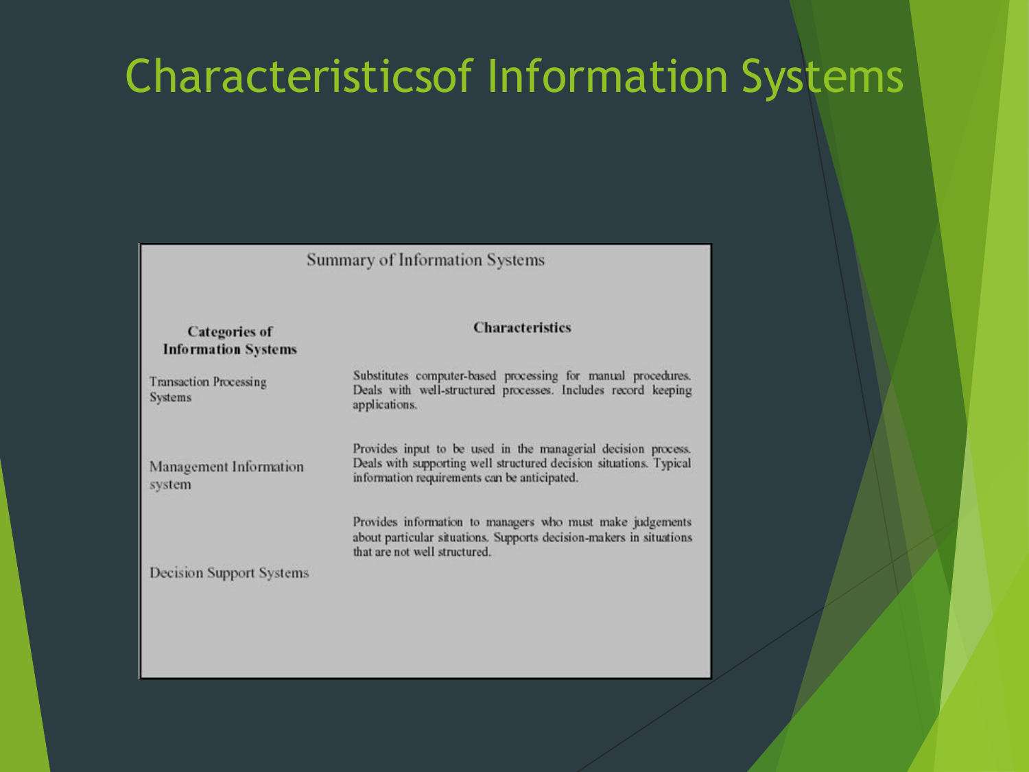# Characteristicsof Information Systems

Summary of Information Systems

| Categories of Information Systems | Characteristics |
|---|---|
| Transaction Processing Systems | Substitutes computer-based processing for manual procedures. Deals with well-structured processes. Includes record keeping applications. |
| Management Information system | Provides input to be used in the managerial decision process. Deals with supporting well structured decision situations. Typical information requirements can be anticipated. |
| Decision Support Systems | Provides information to managers who must make judgements about particular situations. Supports decision-makers in situations that are not well structured. |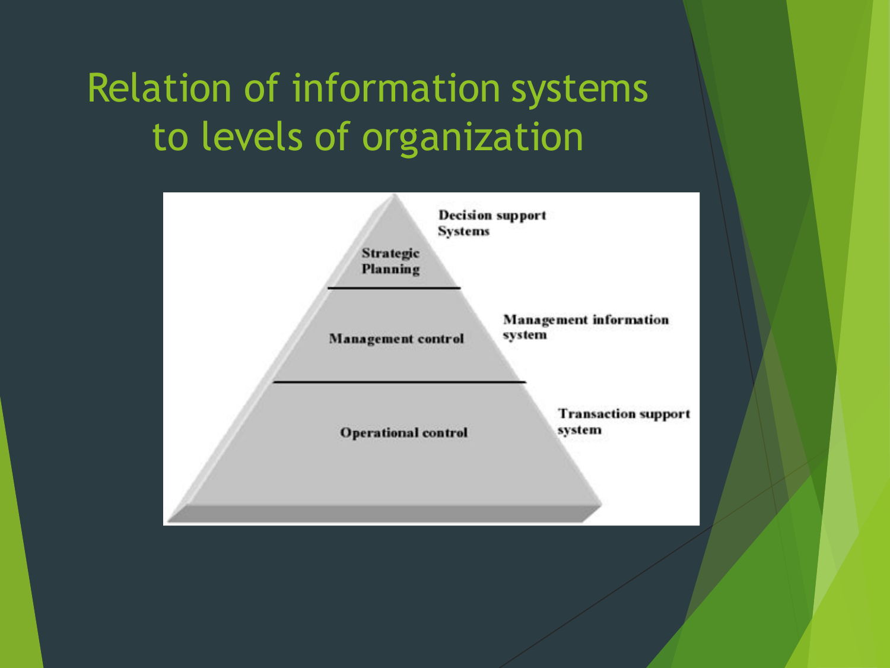# Relation of information systems to levels of organization

Decision support Systems

Strategic Planning

Management control

Management information system

Operational control

Transaction support system